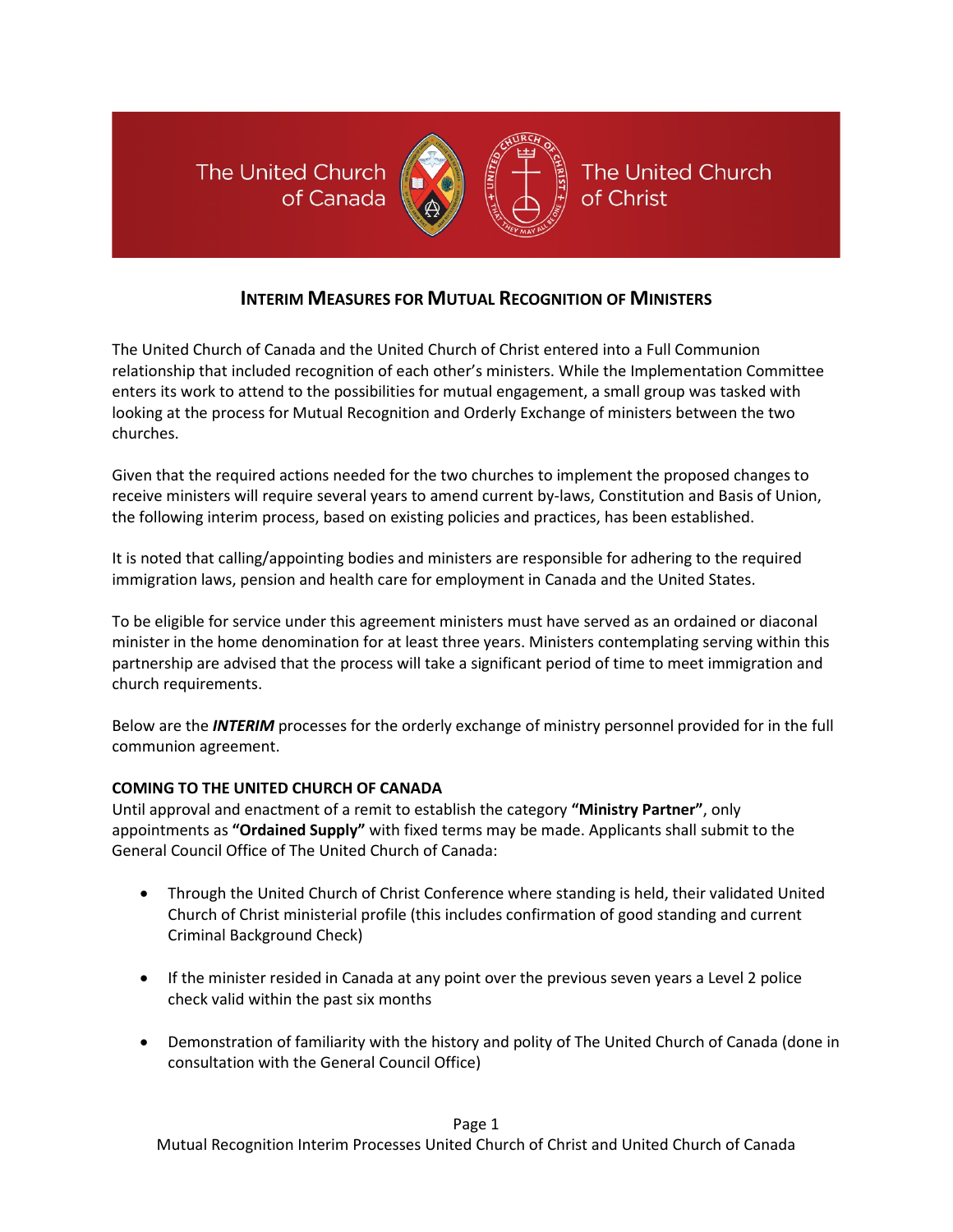The United Church of Canada

The United Church of Christ

# INTERIM MEASURES FOR MUTUAL RECOGNITION OF MINISTERS

The United Church of Canada and the United Church of Christ entered into a Full Communion relationship that included recognition of each other's ministers. While the Implementation Committee enters its work to attend to the possibilities for mutual engagement, a small group was tasked with looking at the process for Mutual Recognition and Orderly Exchange of ministers between the two churches.

Given that the required actions needed for the two churches to implement the proposed changes to receive ministers will require several years to amend current by-laws, Constitution and Basis of Union, the following interim process, based on existing policies and practices, has been established.

It is noted that calling/appointing bodies and ministers are responsible for adhering to the required immigration laws, pension and health care for employment in Canada and the United States.

To be eligible for service under this agreement ministers must have served as an ordained or diaconal minister in the home denomination for at least three years. Ministers contemplating serving within this partnership are advised that the process will take a significant period of time to meet immigration and church requirements.

Below are the ***INTERIM*** processes for the orderly exchange of ministry personnel provided for in the full communion agreement.

**COMING TO THE UNITED CHURCH OF CANADA**

Until approval and enactment of a remit to establish the category **"Ministry Partner"**, only appointments as **"Ordained Supply"** with fixed terms may be made. Applicants shall submit to the General Council Office of The United Church of Canada:

- Through the United Church of Christ Conference where standing is held, their validated United Church of Christ ministerial profile (this includes confirmation of good standing and current Criminal Background Check)
- If the minister resided in Canada at any point over the previous seven years a Level 2 police check valid within the past six months
- Demonstration of familiarity with the history and polity of The United Church of Canada (done in consultation with the General Council Office)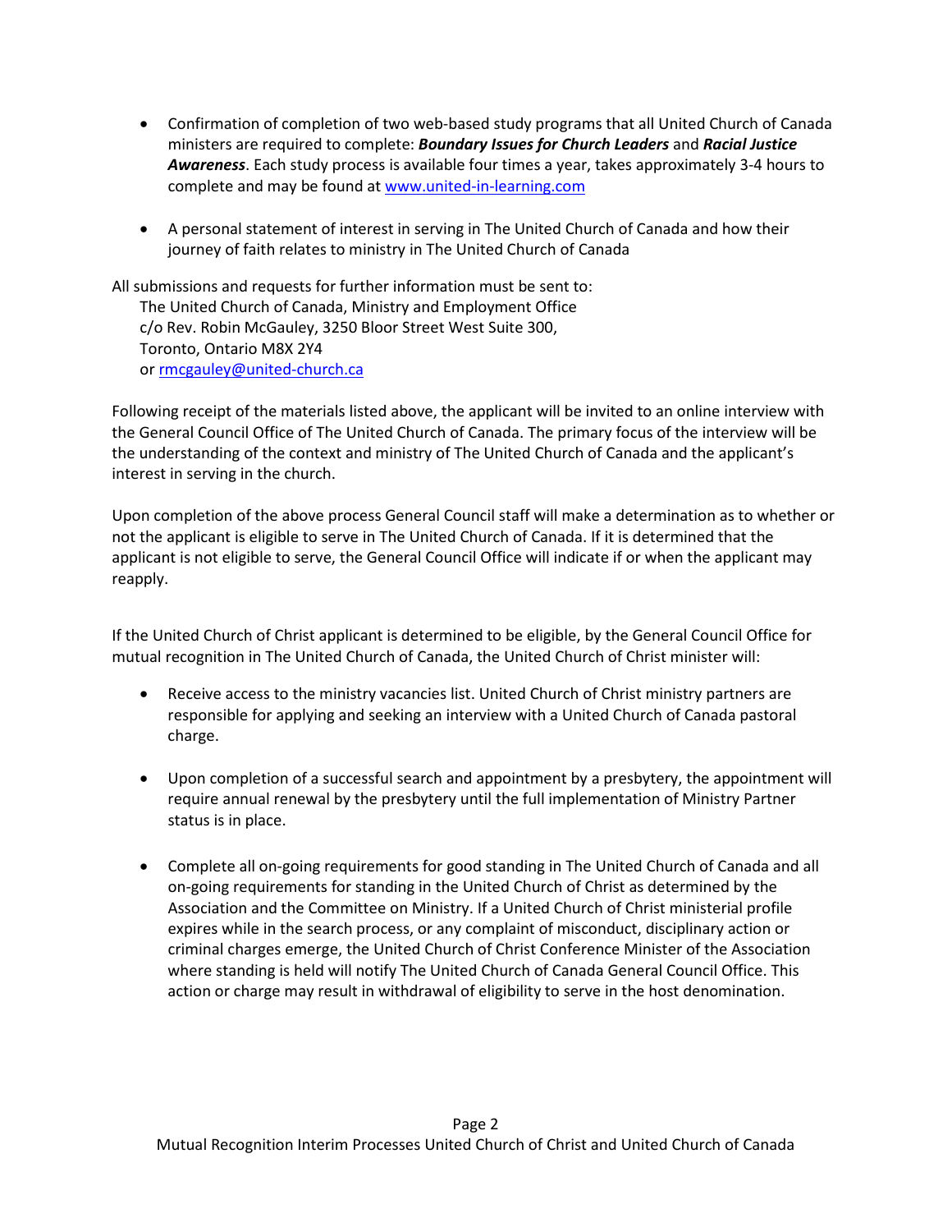- Confirmation of completion of two web-based study programs that all United Church of Canada ministers are required to complete: ***Boundary Issues for Church Leaders*** and ***Racial Justice Awareness***. Each study process is available four times a year, takes approximately 3-4 hours to complete and may be found at [www.united-in-learning.com](http://www.united-in-learning.com)

- A personal statement of interest in serving in The United Church of Canada and how their journey of faith relates to ministry in The United Church of Canada

All submissions and requests for further information must be sent to:
The United Church of Canada, Ministry and Employment Office
c/o Rev. Robin McGauley, 3250 Bloor Street West Suite 300,
Toronto, Ontario M8X 2Y4
or [rmcgauley@united-church.ca](mailto:rmcgauley@united-church.ca)

Following receipt of the materials listed above, the applicant will be invited to an online interview with the General Council Office of The United Church of Canada. The primary focus of the interview will be the understanding of the context and ministry of The United Church of Canada and the applicant's interest in serving in the church.

Upon completion of the above process General Council staff will make a determination as to whether or not the applicant is eligible to serve in The United Church of Canada. If it is determined that the applicant is not eligible to serve, the General Council Office will indicate if or when the applicant may reapply.

If the United Church of Christ applicant is determined to be eligible, by the General Council Office for mutual recognition in The United Church of Canada, the United Church of Christ minister will:

- Receive access to the ministry vacancies list. United Church of Christ ministry partners are responsible for applying and seeking an interview with a United Church of Canada pastoral charge.

- Upon completion of a successful search and appointment by a presbytery, the appointment will require annual renewal by the presbytery until the full implementation of Ministry Partner status is in place.

- Complete all on-going requirements for good standing in The United Church of Canada and all on-going requirements for standing in the United Church of Christ as determined by the Association and the Committee on Ministry. If a United Church of Christ ministerial profile expires while in the search process, or any complaint of misconduct, disciplinary action or criminal charges emerge, the United Church of Christ Conference Minister of the Association where standing is held will notify The United Church of Canada General Council Office. This action or charge may result in withdrawal of eligibility to serve in the host denomination.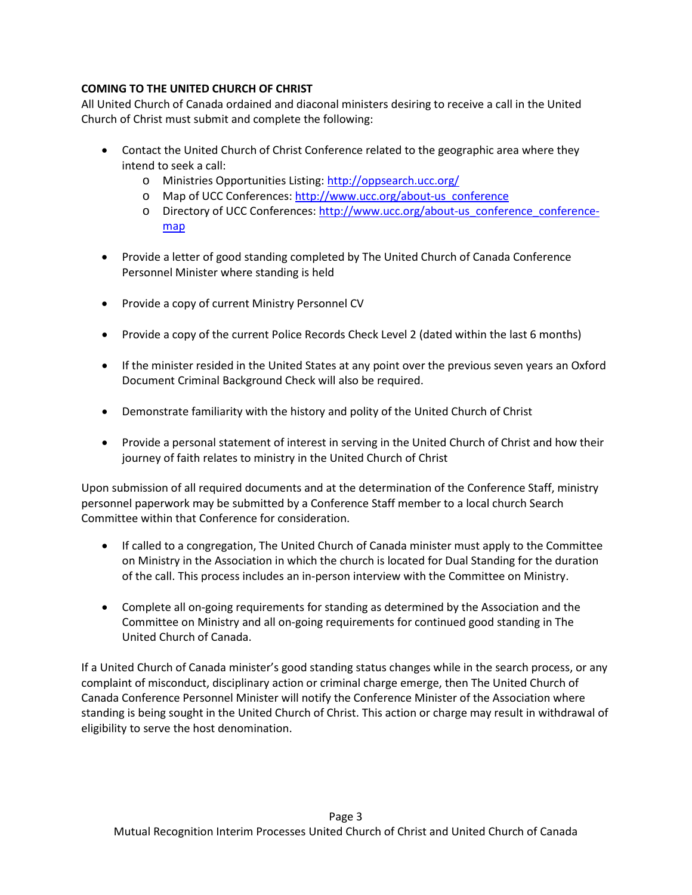**COMING TO THE UNITED CHURCH OF CHRIST**

All United Church of Canada ordained and diaconal ministers desiring to receive a call in the United Church of Christ must submit and complete the following:

- Contact the United Church of Christ Conference related to the geographic area where they intend to seek a call:
  - Ministries Opportunities Listing: http://oppsearch.ucc.org/
  - Map of UCC Conferences: http://www.ucc.org/about-us_conference
  - Directory of UCC Conferences: http://www.ucc.org/about-us_conference_conference-map
- Provide a letter of good standing completed by The United Church of Canada Conference Personnel Minister where standing is held
- Provide a copy of current Ministry Personnel CV
- Provide a copy of the current Police Records Check Level 2 (dated within the last 6 months)
- If the minister resided in the United States at any point over the previous seven years an Oxford Document Criminal Background Check will also be required.
- Demonstrate familiarity with the history and polity of the United Church of Christ
- Provide a personal statement of interest in serving in the United Church of Christ and how their journey of faith relates to ministry in the United Church of Christ

Upon submission of all required documents and at the determination of the Conference Staff, ministry personnel paperwork may be submitted by a Conference Staff member to a local church Search Committee within that Conference for consideration.

- If called to a congregation, The United Church of Canada minister must apply to the Committee on Ministry in the Association in which the church is located for Dual Standing for the duration of the call. This process includes an in-person interview with the Committee on Ministry.
- Complete all on-going requirements for standing as determined by the Association and the Committee on Ministry and all on-going requirements for continued good standing in The United Church of Canada.

If a United Church of Canada minister's good standing status changes while in the search process, or any complaint of misconduct, disciplinary action or criminal charge emerge, then The United Church of Canada Conference Personnel Minister will notify the Conference Minister of the Association where standing is being sought in the United Church of Christ. This action or charge may result in withdrawal of eligibility to serve the host denomination.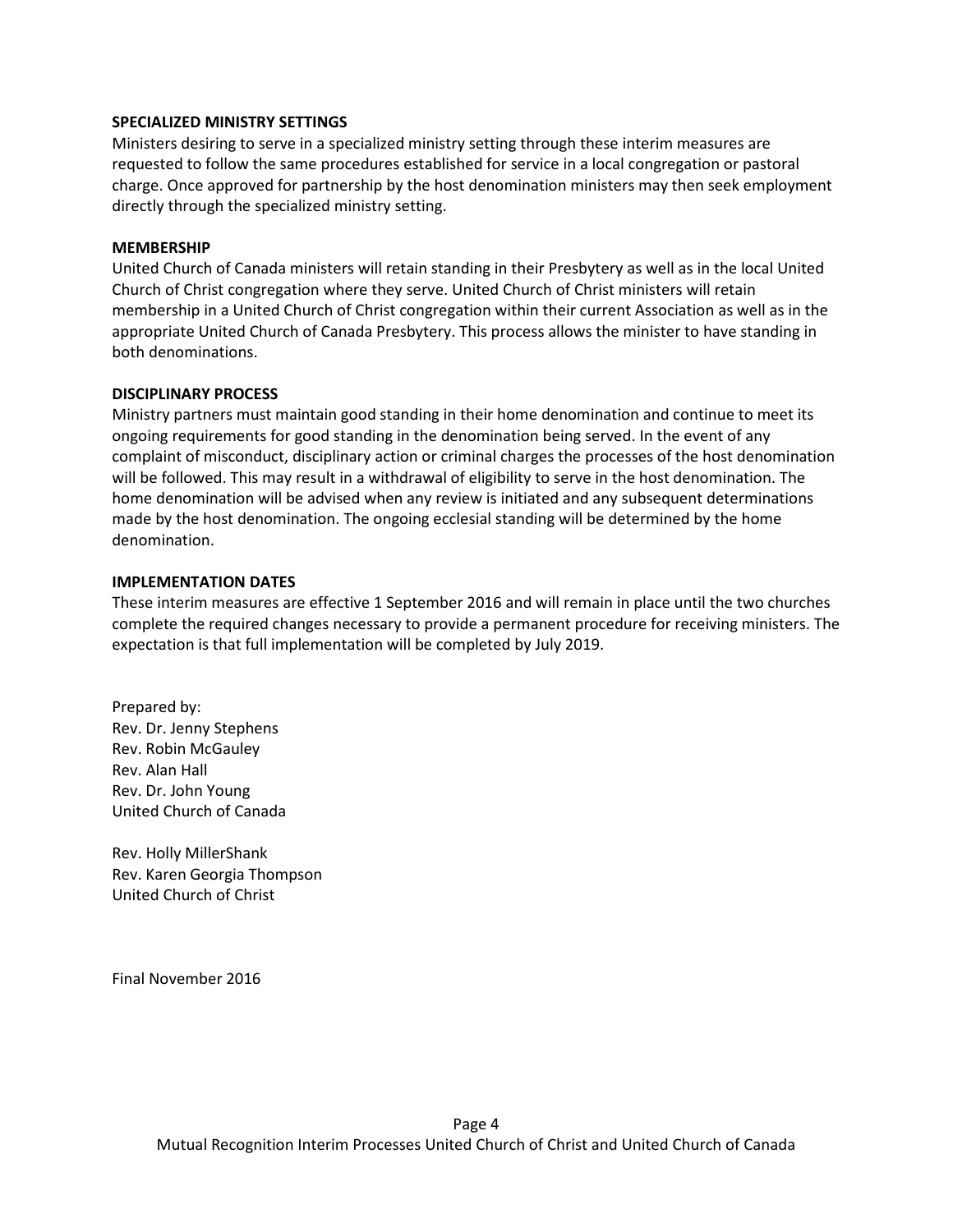**SPECIALIZED MINISTRY SETTINGS**

Ministers desiring to serve in a specialized ministry setting through these interim measures are requested to follow the same procedures established for service in a local congregation or pastoral charge. Once approved for partnership by the host denomination ministers may then seek employment directly through the specialized ministry setting.

**MEMBERSHIP**

United Church of Canada ministers will retain standing in their Presbytery as well as in the local United Church of Christ congregation where they serve. United Church of Christ ministers will retain membership in a United Church of Christ congregation within their current Association as well as in the appropriate United Church of Canada Presbytery. This process allows the minister to have standing in both denominations.

**DISCIPLINARY PROCESS**

Ministry partners must maintain good standing in their home denomination and continue to meet its ongoing requirements for good standing in the denomination being served. In the event of any complaint of misconduct, disciplinary action or criminal charges the processes of the host denomination will be followed. This may result in a withdrawal of eligibility to serve in the host denomination. The home denomination will be advised when any review is initiated and any subsequent determinations made by the host denomination. The ongoing ecclesial standing will be determined by the home denomination.

**IMPLEMENTATION DATES**

These interim measures are effective 1 September 2016 and will remain in place until the two churches complete the required changes necessary to provide a permanent procedure for receiving ministers. The expectation is that full implementation will be completed by July 2019.

Prepared by:
Rev. Dr. Jenny Stephens
Rev. Robin McGauley
Rev. Alan Hall
Rev. Dr. John Young
United Church of Canada

Rev. Holly MillerShank
Rev. Karen Georgia Thompson
United Church of Christ

Final November 2016